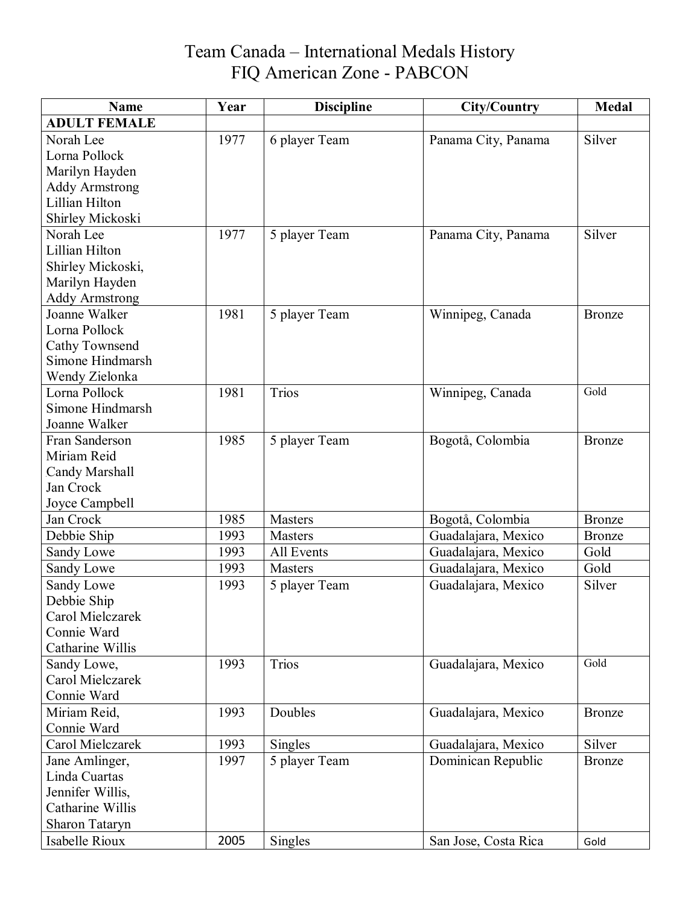# Team Canada – International Medals History
## FIQ American Zone - PABCON

| Name | Year | Discipline | City/Country | Medal |
|---|---|---|---|---|
| **ADULT FEMALE** | | | | |
| Norah Lee<br>Lorna Pollock<br>Marilyn Hayden<br>Addy Armstrong<br>Lillian Hilton<br>Shirley Mickoski | 1977 | 6 player Team | Panama City, Panama | Silver |
| Norah Lee<br>Lillian Hilton<br>Shirley Mickoski,<br>Marilyn Hayden<br>Addy Armstrong | 1977 | 5 player Team | Panama City, Panama | Silver |
| Joanne Walker<br>Lorna Pollock<br>Cathy Townsend<br>Simone Hindmarsh<br>Wendy Zielonka | 1981 | 5 player Team | Winnipeg, Canada | Bronze |
| Lorna Pollock<br>Simone Hindmarsh<br>Joanne Walker | 1981 | Trios | Winnipeg, Canada | Gold |
| Fran Sanderson<br>Miriam Reid<br>Candy Marshall<br>Jan Crock<br>Joyce Campbell | 1985 | 5 player Team | Bogotå, Colombia | Bronze |
| Jan Crock | 1985 | Masters | Bogotå, Colombia | Bronze |
| Debbie Ship | 1993 | Masters | Guadalajara, Mexico | Bronze |
| Sandy Lowe | 1993 | All Events | Guadalajara, Mexico | Gold |
| Sandy Lowe | 1993 | Masters | Guadalajara, Mexico | Gold |
| Sandy Lowe<br>Debbie Ship<br>Carol Mielczarek<br>Connie Ward<br>Catharine Willis | 1993 | 5 player Team | Guadalajara, Mexico | Silver |
| Sandy Lowe,<br>Carol Mielczarek<br>Connie Ward | 1993 | Trios | Guadalajara, Mexico | Gold |
| Miriam Reid,<br>Connie Ward | 1993 | Doubles | Guadalajara, Mexico | Bronze |
| Carol Mielczarek | 1993 | Singles | Guadalajara, Mexico | Silver |
| Jane Amlinger,<br>Linda Cuartas<br>Jennifer Willis,<br>Catharine Willis<br>Sharon Tataryn | 1997 | 5 player Team | Dominican Republic | Bronze |
| Isabelle Rioux | 2005 | Singles | San Jose, Costa Rica | Gold |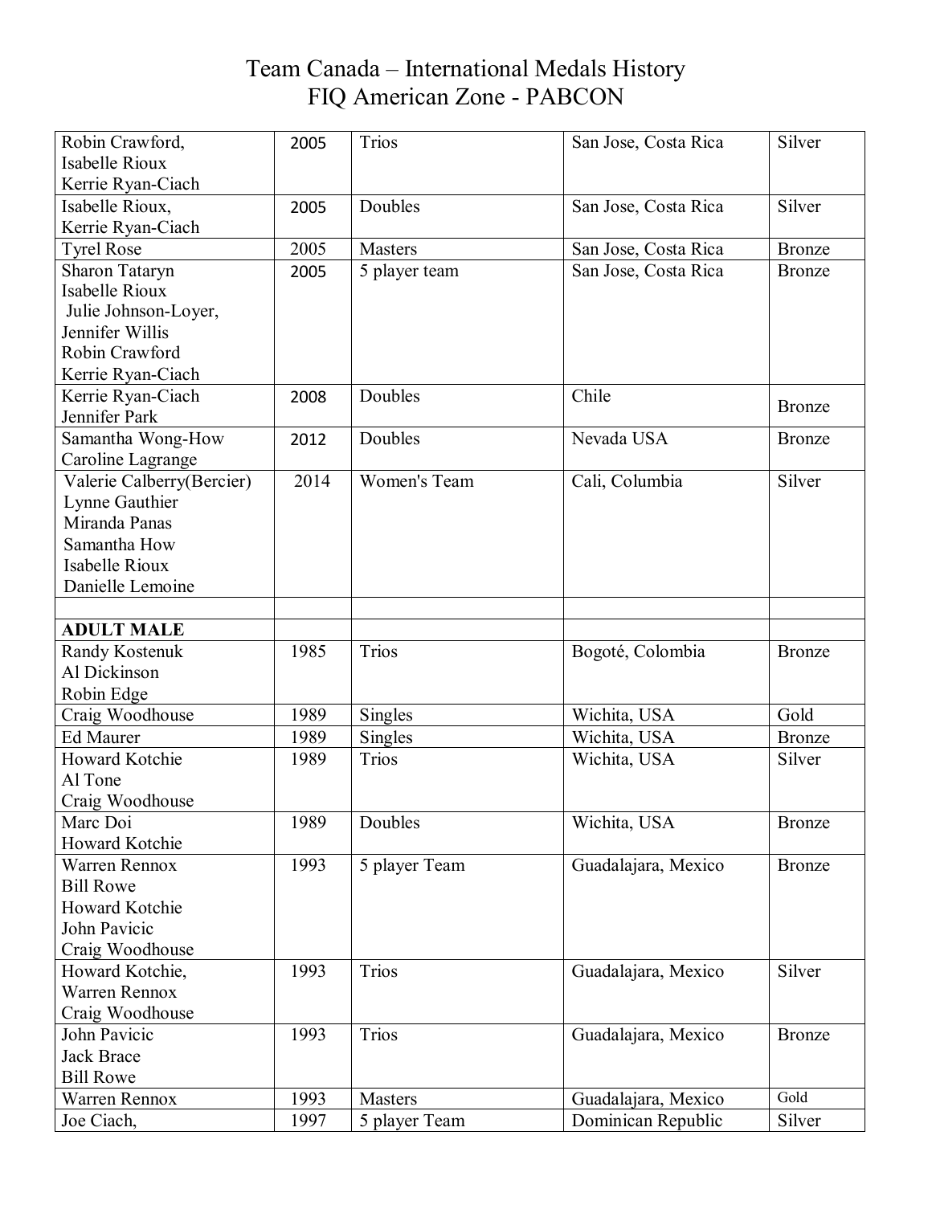# Team Canada – International Medals History
## FIQ American Zone - PABCON

| | | | | |
|---|---|---|---|---|
| Robin Crawford, Isabelle Rioux Kerrie Ryan-Ciach | 2005 | Trios | San Jose, Costa Rica | Silver |
| Isabelle Rioux, Kerrie Ryan-Ciach | 2005 | Doubles | San Jose, Costa Rica | Silver |
| Tyrel Rose | 2005 | Masters | San Jose, Costa Rica | Bronze |
| Sharon Tataryn Isabelle Rioux Julie Johnson-Loyer, Jennifer Willis Robin Crawford Kerrie Ryan-Ciach | 2005 | 5 player team | San Jose, Costa Rica | Bronze |
| Kerrie Ryan-Ciach Jennifer Park | 2008 | Doubles | Chile | Bronze |
| Samantha Wong-How Caroline Lagrange | 2012 | Doubles | Nevada USA | Bronze |
| Valerie Calberry(Bercier) Lynne Gauthier Miranda Panas Samantha How Isabelle Rioux Danielle Lemoine | 2014 | Women's Team | Cali, Columbia | Silver |
| | | | | |
| **ADULT MALE** | | | | |
| Randy Kostenuk Al Dickinson Robin Edge | 1985 | Trios | Bogoté, Colombia | Bronze |
| Craig Woodhouse | 1989 | Singles | Wichita, USA | Gold |
| Ed Maurer | 1989 | Singles | Wichita, USA | Bronze |
| Howard Kotchie Al Tone Craig Woodhouse | 1989 | Trios | Wichita, USA | Silver |
| Marc Doi Howard Kotchie | 1989 | Doubles | Wichita, USA | Bronze |
| Warren Rennox Bill Rowe Howard Kotchie John Pavicic Craig Woodhouse | 1993 | 5 player Team | Guadalajara, Mexico | Bronze |
| Howard Kotchie, Warren Rennox Craig Woodhouse | 1993 | Trios | Guadalajara, Mexico | Silver |
| John Pavicic Jack Brace Bill Rowe | 1993 | Trios | Guadalajara, Mexico | Bronze |
| Warren Rennox | 1993 | Masters | Guadalajara, Mexico | Gold |
| Joe Ciach, | 1997 | 5 player Team | Dominican Republic | Silver |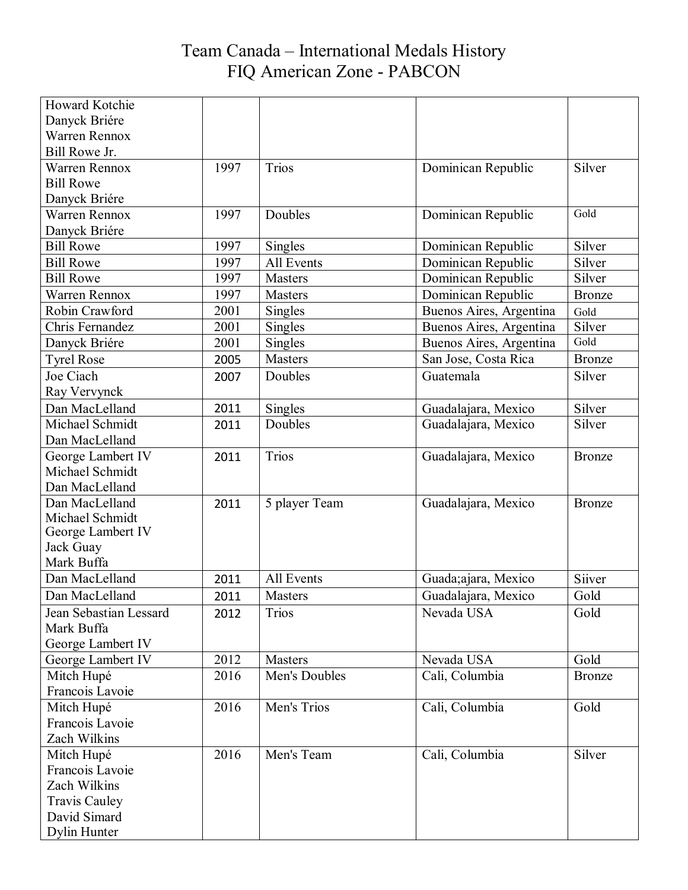# Team Canada – International Medals History
## FIQ American Zone - PABCON

| | | | | |
|---|---|---|---|---|
| Howard Kotchie<br>Danyck Briére<br>Warren Rennox<br>Bill Rowe Jr. | | | | |
| Warren Rennox<br>Bill Rowe<br>Danyck Briére | 1997 | Trios | Dominican Republic | Silver |
| Warren Rennox<br>Danyck Briére | 1997 | Doubles | Dominican Republic | Gold |
| Bill Rowe | 1997 | Singles | Dominican Republic | Silver |
| Bill Rowe | 1997 | All Events | Dominican Republic | Silver |
| Bill Rowe | 1997 | Masters | Dominican Republic | Silver |
| Warren Rennox | 1997 | Masters | Dominican Republic | Bronze |
| Robin Crawford | 2001 | Singles | Buenos Aires, Argentina | Gold |
| Chris Fernandez | 2001 | Singles | Buenos Aires, Argentina | Silver |
| Danyck Briére | 2001 | Singles | Buenos Aires, Argentina | Gold |
| Tyrel Rose | 2005 | Masters | San Jose, Costa Rica | Bronze |
| Joe Ciach<br>Ray Vervynck | 2007 | Doubles | Guatemala | Silver |
| Dan MacLelland | 2011 | Singles | Guadalajara, Mexico | Silver |
| Michael Schmidt<br>Dan MacLelland | 2011 | Doubles | Guadalajara, Mexico | Silver |
| George Lambert IV<br>Michael Schmidt<br>Dan MacLelland | 2011 | Trios | Guadalajara, Mexico | Bronze |
| Dan MacLelland<br>Michael Schmidt<br>George Lambert IV<br>Jack Guay<br>Mark Buffa | 2011 | 5 player Team | Guadalajara, Mexico | Bronze |
| Dan MacLelland | 2011 | All Events | Guada;ajara, Mexico | Siiver |
| Dan MacLelland | 2011 | Masters | Guadalajara, Mexico | Gold |
| Jean Sebastian Lessard<br>Mark Buffa<br>George Lambert IV | 2012 | Trios | Nevada USA | Gold |
| George Lambert IV | 2012 | Masters | Nevada USA | Gold |
| Mitch Hupé<br>Francois Lavoie | 2016 | Men's Doubles | Cali, Columbia | Bronze |
| Mitch Hupé<br>Francois Lavoie<br>Zach Wilkins | 2016 | Men's Trios | Cali, Columbia | Gold |
| Mitch Hupé<br>Francois Lavoie<br>Zach Wilkins<br>Travis Cauley<br>David Simard<br>Dylin Hunter | 2016 | Men's Team | Cali, Columbia | Silver |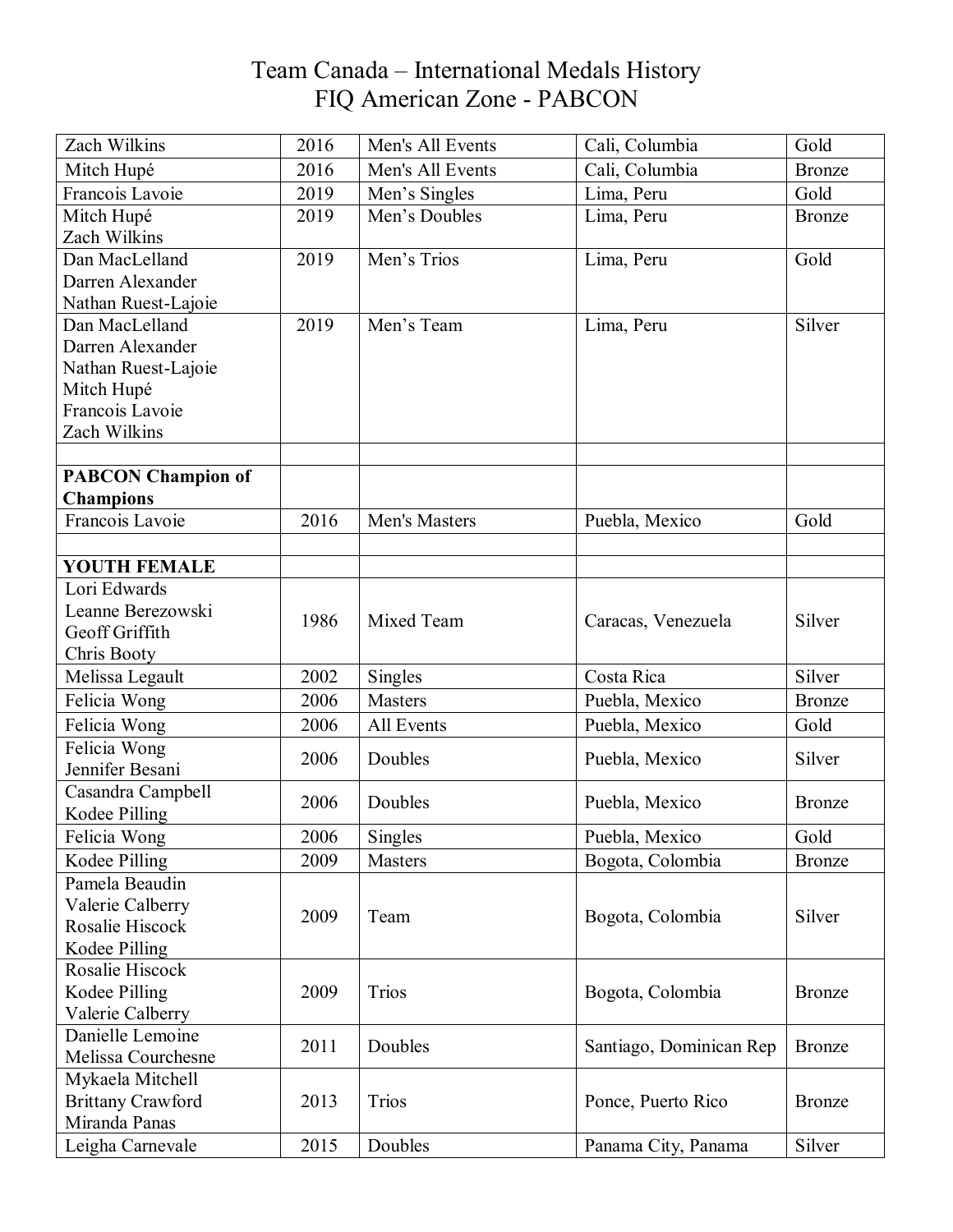# Team Canada – International Medals History
## FIQ American Zone - PABCON

| | | | | |
|---|---|---|---|---|
| Zach Wilkins | 2016 | Men's All Events | Cali, Columbia | Gold |
| Mitch Hupé | 2016 | Men's All Events | Cali, Columbia | Bronze |
| Francois Lavoie | 2019 | Men's Singles | Lima, Peru | Gold |
| Mitch Hupé<br>Zach Wilkins | 2019 | Men's Doubles | Lima, Peru | Bronze |
| Dan MacLelland<br>Darren Alexander<br>Nathan Ruest-Lajoie | 2019 | Men's Trios | Lima, Peru | Gold |
| Dan MacLelland<br>Darren Alexander<br>Nathan Ruest-Lajoie<br>Mitch Hupé<br>Francois Lavoie<br>Zach Wilkins | 2019 | Men's Team | Lima, Peru | Silver |
| | | | | |
| **PABCON Champion of Champions** | | | | |
| Francois Lavoie | 2016 | Men's Masters | Puebla, Mexico | Gold |
| | | | | |
| **YOUTH FEMALE** | | | | |
| Lori Edwards<br>Leanne Berezowski<br>Geoff Griffith<br>Chris Booty | 1986 | Mixed Team | Caracas, Venezuela | Silver |
| Melissa Legault | 2002 | Singles | Costa Rica | Silver |
| Felicia Wong | 2006 | Masters | Puebla, Mexico | Bronze |
| Felicia Wong | 2006 | All Events | Puebla, Mexico | Gold |
| Felicia Wong<br>Jennifer Besani | 2006 | Doubles | Puebla, Mexico | Silver |
| Casandra Campbell<br>Kodee Pilling | 2006 | Doubles | Puebla, Mexico | Bronze |
| Felicia Wong | 2006 | Singles | Puebla, Mexico | Gold |
| Kodee Pilling | 2009 | Masters | Bogota, Colombia | Bronze |
| Pamela Beaudin<br>Valerie Calberry<br>Rosalie Hiscock<br>Kodee Pilling | 2009 | Team | Bogota, Colombia | Silver |
| Rosalie Hiscock<br>Kodee Pilling<br>Valerie Calberry | 2009 | Trios | Bogota, Colombia | Bronze |
| Danielle Lemoine<br>Melissa Courchesne | 2011 | Doubles | Santiago, Dominican Rep | Bronze |
| Mykaela Mitchell<br>Brittany Crawford<br>Miranda Panas | 2013 | Trios | Ponce, Puerto Rico | Bronze |
| Leigha Carnevale | 2015 | Doubles | Panama City, Panama | Silver |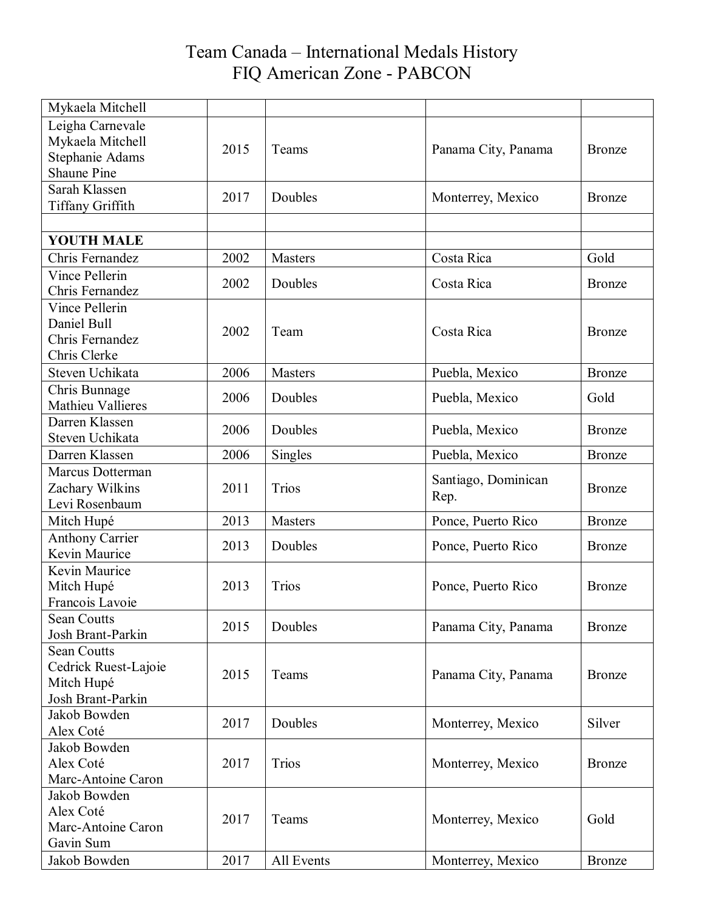# Team Canada – International Medals History
## FIQ American Zone - PABCON

| | | | | |
|---|---|---|---|---|
| Mykaela Mitchell | | | | |
| Leigha Carnevale<br>Mykaela Mitchell<br>Stephanie Adams<br>Shaune Pine | 2015 | Teams | Panama City, Panama | Bronze |
| Sarah Klassen<br>Tiffany Griffith | 2017 | Doubles | Monterrey, Mexico | Bronze |
| | | | | |
| **YOUTH MALE** | | | | |
| Chris Fernandez | 2002 | Masters | Costa Rica | Gold |
| Vince Pellerin<br>Chris Fernandez | 2002 | Doubles | Costa Rica | Bronze |
| Vince Pellerin<br>Daniel Bull<br>Chris Fernandez<br>Chris Clerke | 2002 | Team | Costa Rica | Bronze |
| Steven Uchikata | 2006 | Masters | Puebla, Mexico | Bronze |
| Chris Bunnage<br>Mathieu Vallieres | 2006 | Doubles | Puebla, Mexico | Gold |
| Darren Klassen<br>Steven Uchikata | 2006 | Doubles | Puebla, Mexico | Bronze |
| Darren Klassen | 2006 | Singles | Puebla, Mexico | Bronze |
| Marcus Dotterman<br>Zachary Wilkins<br>Levi Rosenbaum | 2011 | Trios | Santiago, Dominican Rep. | Bronze |
| Mitch Hupé | 2013 | Masters | Ponce, Puerto Rico | Bronze |
| Anthony Carrier<br>Kevin Maurice | 2013 | Doubles | Ponce, Puerto Rico | Bronze |
| Kevin Maurice<br>Mitch Hupé<br>Francois Lavoie | 2013 | Trios | Ponce, Puerto Rico | Bronze |
| Sean Coutts<br>Josh Brant-Parkin | 2015 | Doubles | Panama City, Panama | Bronze |
| Sean Coutts<br>Cedrick Ruest-Lajoie<br>Mitch Hupé<br>Josh Brant-Parkin | 2015 | Teams | Panama City, Panama | Bronze |
| Jakob Bowden<br>Alex Coté | 2017 | Doubles | Monterrey, Mexico | Silver |
| Jakob Bowden<br>Alex Coté<br>Marc-Antoine Caron | 2017 | Trios | Monterrey, Mexico | Bronze |
| Jakob Bowden<br>Alex Coté<br>Marc-Antoine Caron<br>Gavin Sum | 2017 | Teams | Monterrey, Mexico | Gold |
| Jakob Bowden | 2017 | All Events | Monterrey, Mexico | Bronze |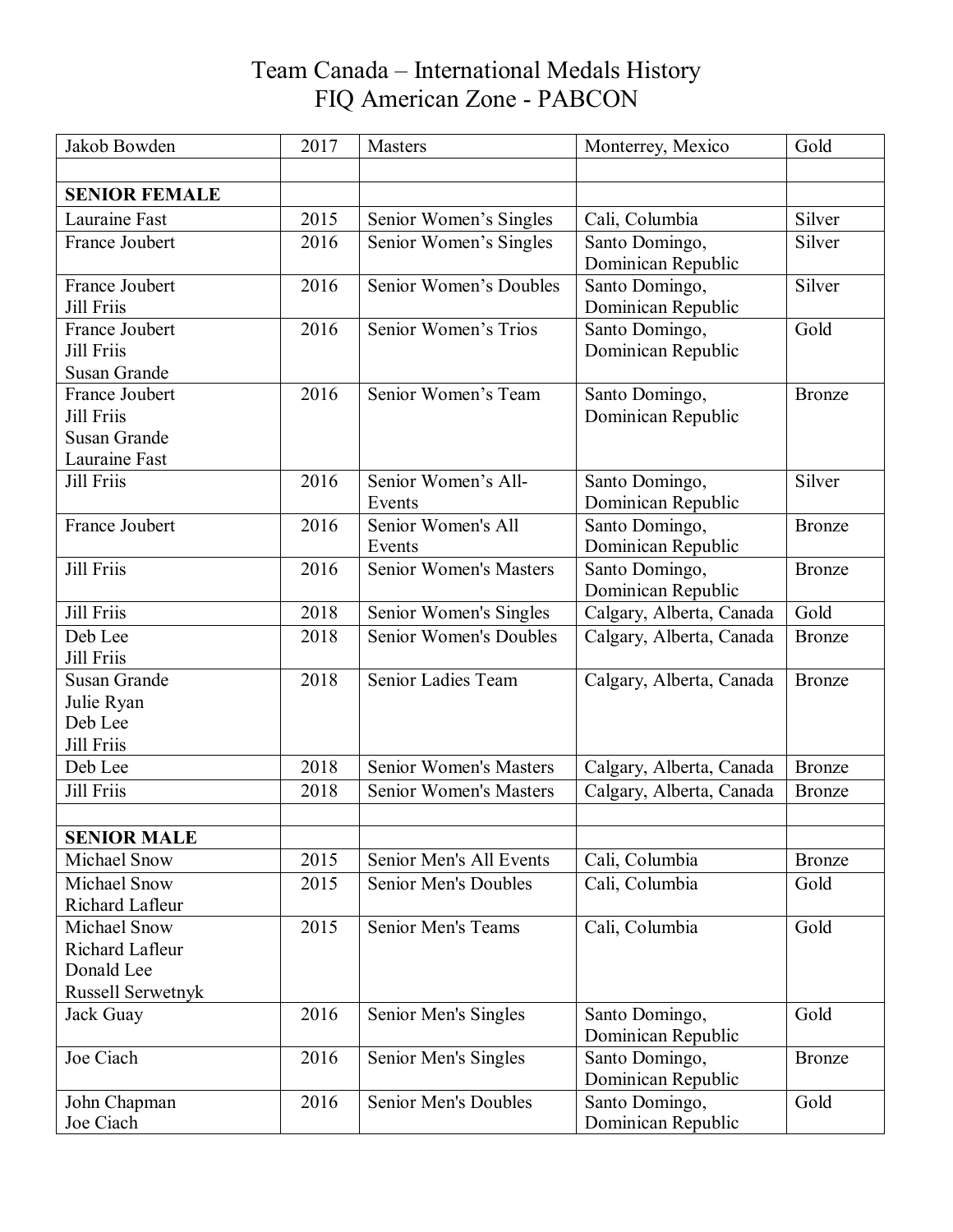# Team Canada – International Medals History
## FIQ American Zone - PABCON

| | | | | |
|---|---|---|---|---|
| Jakob Bowden | 2017 | Masters | Monterrey, Mexico | Gold |
| | | | | |
| **SENIOR FEMALE** | | | | |
| Lauraine Fast | 2015 | Senior Women's Singles | Cali, Columbia | Silver |
| France Joubert | 2016 | Senior Women's Singles | Santo Domingo, Dominican Republic | Silver |
| France Joubert<br>Jill Friis | 2016 | Senior Women's Doubles | Santo Domingo, Dominican Republic | Silver |
| France Joubert<br>Jill Friis<br>Susan Grande | 2016 | Senior Women's Trios | Santo Domingo, Dominican Republic | Gold |
| France Joubert<br>Jill Friis<br>Susan Grande<br>Lauraine Fast | 2016 | Senior Women's Team | Santo Domingo, Dominican Republic | Bronze |
| Jill Friis | 2016 | Senior Women's All-Events | Santo Domingo, Dominican Republic | Silver |
| France Joubert | 2016 | Senior Women's All Events | Santo Domingo, Dominican Republic | Bronze |
| Jill Friis | 2016 | Senior Women's Masters | Santo Domingo, Dominican Republic | Bronze |
| Jill Friis | 2018 | Senior Women's Singles | Calgary, Alberta, Canada | Gold |
| Deb Lee<br>Jill Friis | 2018 | Senior Women's Doubles | Calgary, Alberta, Canada | Bronze |
| Susan Grande<br>Julie Ryan<br>Deb Lee<br>Jill Friis | 2018 | Senior Ladies Team | Calgary, Alberta, Canada | Bronze |
| Deb Lee | 2018 | Senior Women's Masters | Calgary, Alberta, Canada | Bronze |
| Jill Friis | 2018 | Senior Women's Masters | Calgary, Alberta, Canada | Bronze |
| | | | | |
| **SENIOR MALE** | | | | |
| Michael Snow | 2015 | Senior Men's All Events | Cali, Columbia | Bronze |
| Michael Snow<br>Richard Lafleur | 2015 | Senior Men's Doubles | Cali, Columbia | Gold |
| Michael Snow<br>Richard Lafleur<br>Donald Lee<br>Russell Serwetnyk | 2015 | Senior Men's Teams | Cali, Columbia | Gold |
| Jack Guay | 2016 | Senior Men's Singles | Santo Domingo, Dominican Republic | Gold |
| Joe Ciach | 2016 | Senior Men's Singles | Santo Domingo, Dominican Republic | Bronze |
| John Chapman<br>Joe Ciach | 2016 | Senior Men's Doubles | Santo Domingo, Dominican Republic | Gold |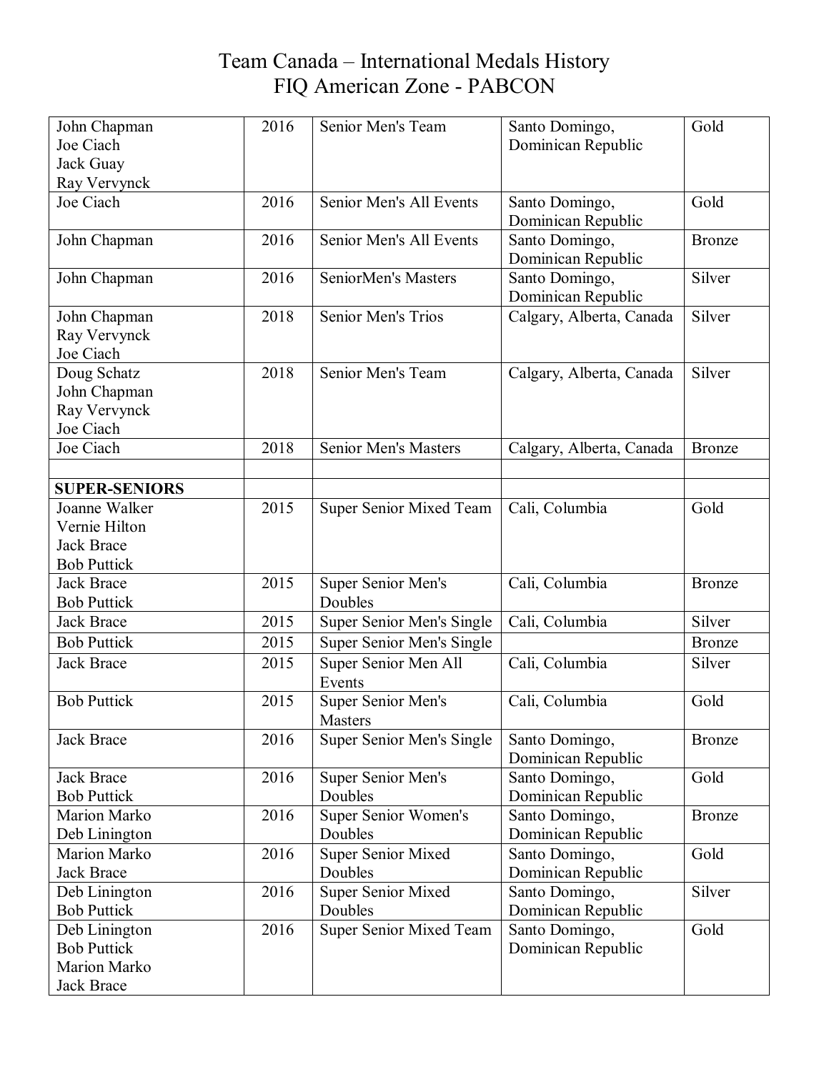# Team Canada – International Medals History
## FIQ American Zone - PABCON

| | | | | |
|---|---|---|---|---|
| John Chapman<br>Joe Ciach<br>Jack Guay<br>Ray Vervynck | 2016 | Senior Men's Team | Santo Domingo, Dominican Republic | Gold |
| Joe Ciach | 2016 | Senior Men's All Events | Santo Domingo, Dominican Republic | Gold |
| John Chapman | 2016 | Senior Men's All Events | Santo Domingo, Dominican Republic | Bronze |
| John Chapman | 2016 | SeniorMen's Masters | Santo Domingo, Dominican Republic | Silver |
| John Chapman<br>Ray Vervynck<br>Joe Ciach | 2018 | Senior Men's Trios | Calgary, Alberta, Canada | Silver |
| Doug Schatz<br>John Chapman<br>Ray Vervynck<br>Joe Ciach | 2018 | Senior Men's Team | Calgary, Alberta, Canada | Silver |
| Joe Ciach | 2018 | Senior Men's Masters | Calgary, Alberta, Canada | Bronze |
| | | | | |
| **SUPER-SENIORS** | | | | |
| Joanne Walker<br>Vernie Hilton<br>Jack Brace<br>Bob Puttick | 2015 | Super Senior Mixed Team | Cali, Columbia | Gold |
| Jack Brace<br>Bob Puttick | 2015 | Super Senior Men's Doubles | Cali, Columbia | Bronze |
| Jack Brace | 2015 | Super Senior Men's Single | Cali, Columbia | Silver |
| Bob Puttick | 2015 | Super Senior Men's Single | | Bronze |
| Jack Brace | 2015 | Super Senior Men All Events | Cali, Columbia | Silver |
| Bob Puttick | 2015 | Super Senior Men's Masters | Cali, Columbia | Gold |
| Jack Brace | 2016 | Super Senior Men's Single | Santo Domingo, Dominican Republic | Bronze |
| Jack Brace<br>Bob Puttick | 2016 | Super Senior Men's Doubles | Santo Domingo, Dominican Republic | Gold |
| Marion Marko<br>Deb Linington | 2016 | Super Senior Women's Doubles | Santo Domingo, Dominican Republic | Bronze |
| Marion Marko<br>Jack Brace | 2016 | Super Senior Mixed Doubles | Santo Domingo, Dominican Republic | Gold |
| Deb Linington<br>Bob Puttick | 2016 | Super Senior Mixed Doubles | Santo Domingo, Dominican Republic | Silver |
| Deb Linington<br>Bob Puttick<br>Marion Marko<br>Jack Brace | 2016 | Super Senior Mixed Team | Santo Domingo, Dominican Republic | Gold |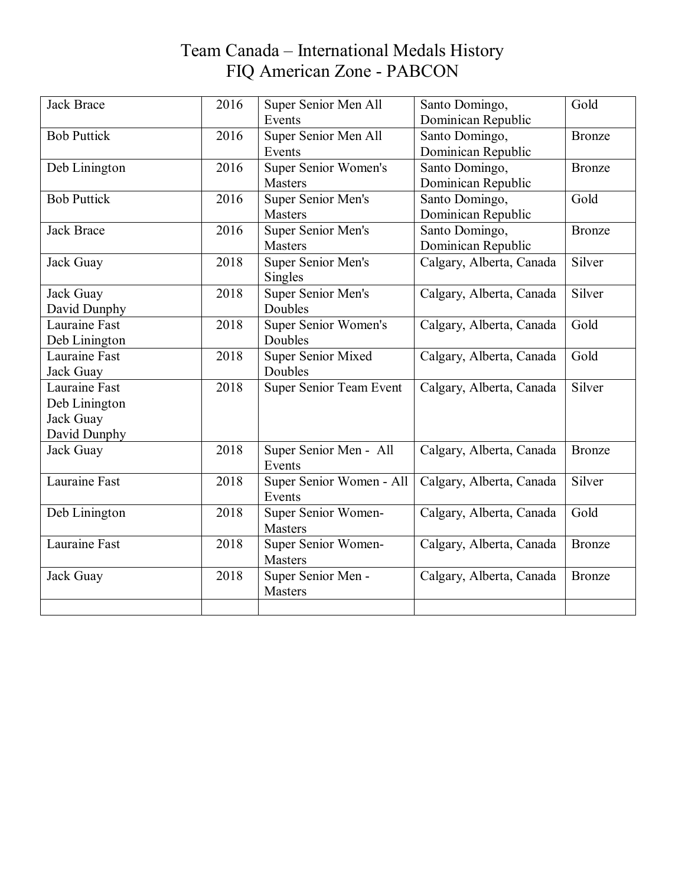# Team Canada – International Medals History
# FIQ American Zone - PABCON

| | | | | |
|---|---|---|---|---|
| Jack Brace | 2016 | Super Senior Men All Events | Santo Domingo, Dominican Republic | Gold |
| Bob Puttick | 2016 | Super Senior Men All Events | Santo Domingo, Dominican Republic | Bronze |
| Deb Linington | 2016 | Super Senior Women's Masters | Santo Domingo, Dominican Republic | Bronze |
| Bob Puttick | 2016 | Super Senior Men's Masters | Santo Domingo, Dominican Republic | Gold |
| Jack Brace | 2016 | Super Senior Men's Masters | Santo Domingo, Dominican Republic | Bronze |
| Jack Guay | 2018 | Super Senior Men's Singles | Calgary, Alberta, Canada | Silver |
| Jack Guay<br>David Dunphy | 2018 | Super Senior Men's Doubles | Calgary, Alberta, Canada | Silver |
| Lauraine Fast<br>Deb Linington | 2018 | Super Senior Women's Doubles | Calgary, Alberta, Canada | Gold |
| Lauraine Fast<br>Jack Guay | 2018 | Super Senior Mixed Doubles | Calgary, Alberta, Canada | Gold |
| Lauraine Fast<br>Deb Linington<br>Jack Guay<br>David Dunphy | 2018 | Super Senior Team Event | Calgary, Alberta, Canada | Silver |
| Jack Guay | 2018 | Super Senior Men - All Events | Calgary, Alberta, Canada | Bronze |
| Lauraine Fast | 2018 | Super Senior Women - All Events | Calgary, Alberta, Canada | Silver |
| Deb Linington | 2018 | Super Senior Women- Masters | Calgary, Alberta, Canada | Gold |
| Lauraine Fast | 2018 | Super Senior Women- Masters | Calgary, Alberta, Canada | Bronze |
| Jack Guay | 2018 | Super Senior Men - Masters | Calgary, Alberta, Canada | Bronze |
| | | | | |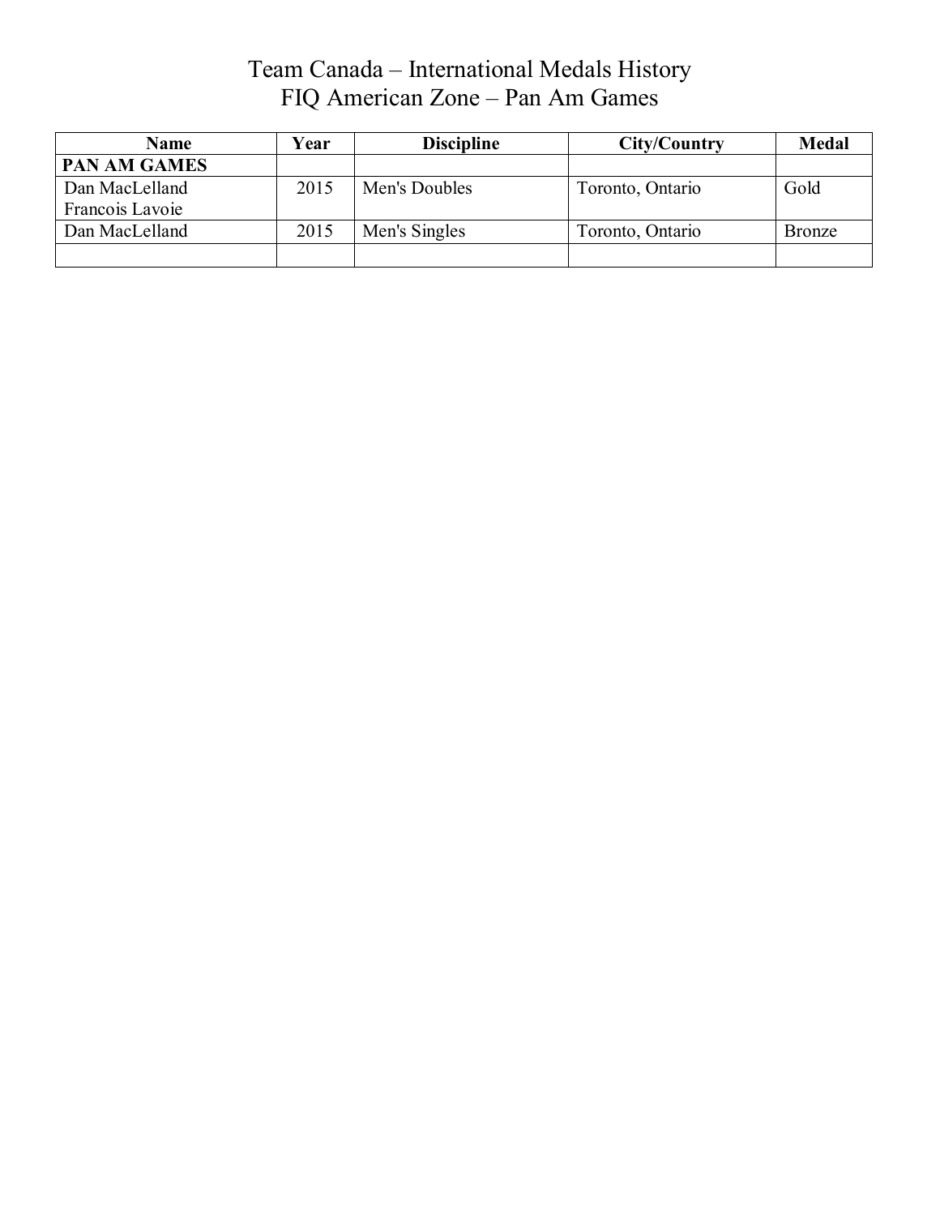# Team Canada – International Medals History
## FIQ American Zone – Pan Am Games

| Name | Year | Discipline | City/Country | Medal |
|---|---|---|---|---|
| **PAN AM GAMES** | | | | |
| Dan MacLelland<br>Francois Lavoie | 2015 | Men's Doubles | Toronto, Ontario | Gold |
| Dan MacLelland | 2015 | Men's Singles | Toronto, Ontario | Bronze |
| | | | | |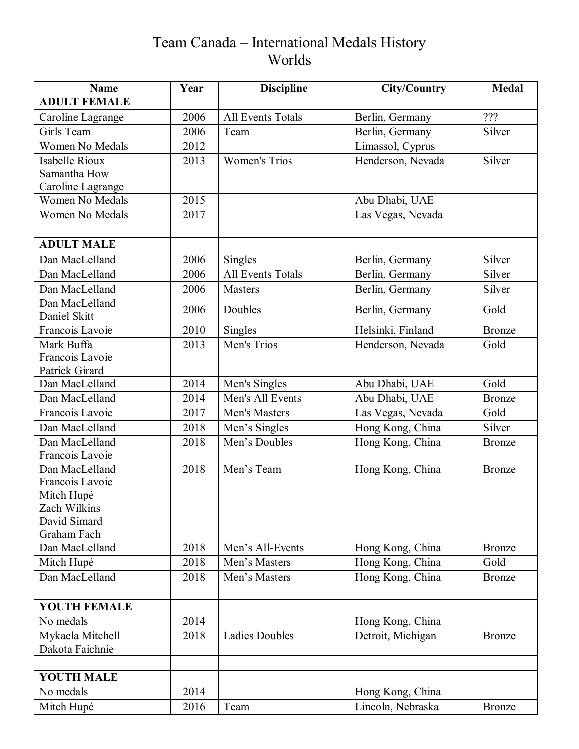# Team Canada – International Medals History
## Worlds

| Name | Year | Discipline | City/Country | Medal |
|---|---|---|---|---|
| **ADULT FEMALE** | | | | |
| Caroline Lagrange | 2006 | All Events Totals | Berlin, Germany | ??? |
| Girls Team | 2006 | Team | Berlin, Germany | Silver |
| Women No Medals | 2012 | | Limassol, Cyprus | |
| Isabelle Rioux<br>Samantha How<br>Caroline Lagrange | 2013 | Women's Trios | Henderson, Nevada | Silver |
| Women No Medals | 2015 | | Abu Dhabi, UAE | |
| Women No Medals | 2017 | | Las Vegas, Nevada | |
| | | | | |
| **ADULT MALE** | | | | |
| Dan MacLelland | 2006 | Singles | Berlin, Germany | Silver |
| Dan MacLelland | 2006 | All Events Totals | Berlin, Germany | Silver |
| Dan MacLelland | 2006 | Masters | Berlin, Germany | Silver |
| Dan MacLelland<br>Daniel Skitt | 2006 | Doubles | Berlin, Germany | Gold |
| Francois Lavoie | 2010 | Singles | Helsinki, Finland | Bronze |
| Mark Buffa<br>Francois Lavoie<br>Patrick Girard | 2013 | Men's Trios | Henderson, Nevada | Gold |
| Dan MacLelland | 2014 | Men's Singles | Abu Dhabi, UAE | Gold |
| Dan MacLelland | 2014 | Men's All Events | Abu Dhabi, UAE | Bronze |
| Francois Lavoie | 2017 | Men's Masters | Las Vegas, Nevada | Gold |
| Dan MacLelland | 2018 | Men's Singles | Hong Kong, China | Silver |
| Dan MacLelland<br>Francois Lavoie | 2018 | Men's Doubles | Hong Kong, China | Bronze |
| Dan MacLelland<br>Francois Lavoie<br>Mitch Hupé<br>Zach Wilkins<br>David Simard<br>Graham Fach | 2018 | Men's Team | Hong Kong, China | Bronze |
| Dan MacLelland | 2018 | Men's All-Events | Hong Kong, China | Bronze |
| Mitch Hupé | 2018 | Men's Masters | Hong Kong, China | Gold |
| Dan MacLelland | 2018 | Men's Masters | Hong Kong, China | Bronze |
| | | | | |
| **YOUTH FEMALE** | | | | |
| No medals | 2014 | | Hong Kong, China | |
| Mykaela Mitchell<br>Dakota Faichnie | 2018 | Ladies Doubles | Detroit, Michigan | Bronze |
| | | | | |
| **YOUTH MALE** | | | | |
| No medals | 2014 | | Hong Kong, China | |
| Mitch Hupé | 2016 | Team | Lincoln, Nebraska | Bronze |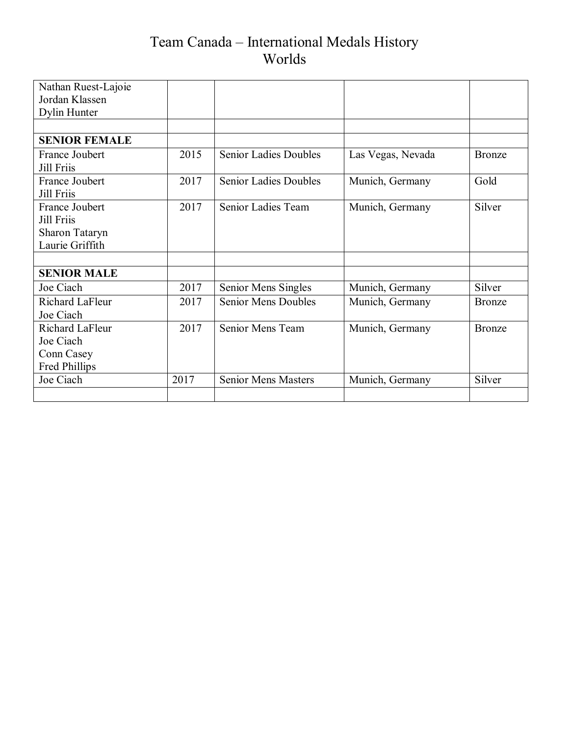# Team Canada – International Medals History
## Worlds

| | | | | |
|---|---|---|---|---|
| Nathan Ruest-Lajoie<br>Jordan Klassen<br>Dylin Hunter | | | | |
| | | | | |
| **SENIOR FEMALE** | | | | |
| France Joubert<br>Jill Friis | 2015 | Senior Ladies Doubles | Las Vegas, Nevada | Bronze |
| France Joubert<br>Jill Friis | 2017 | Senior Ladies Doubles | Munich, Germany | Gold |
| France Joubert<br>Jill Friis<br>Sharon Tataryn<br>Laurie Griffith | 2017 | Senior Ladies Team | Munich, Germany | Silver |
| | | | | |
| **SENIOR MALE** | | | | |
| Joe Ciach | 2017 | Senior Mens Singles | Munich, Germany | Silver |
| Richard LaFleur<br>Joe Ciach | 2017 | Senior Mens Doubles | Munich, Germany | Bronze |
| Richard LaFleur<br>Joe Ciach<br>Conn Casey<br>Fred Phillips | 2017 | Senior Mens Team | Munich, Germany | Bronze |
| Joe Ciach | 2017 | Senior Mens Masters | Munich, Germany | Silver |
| | | | | |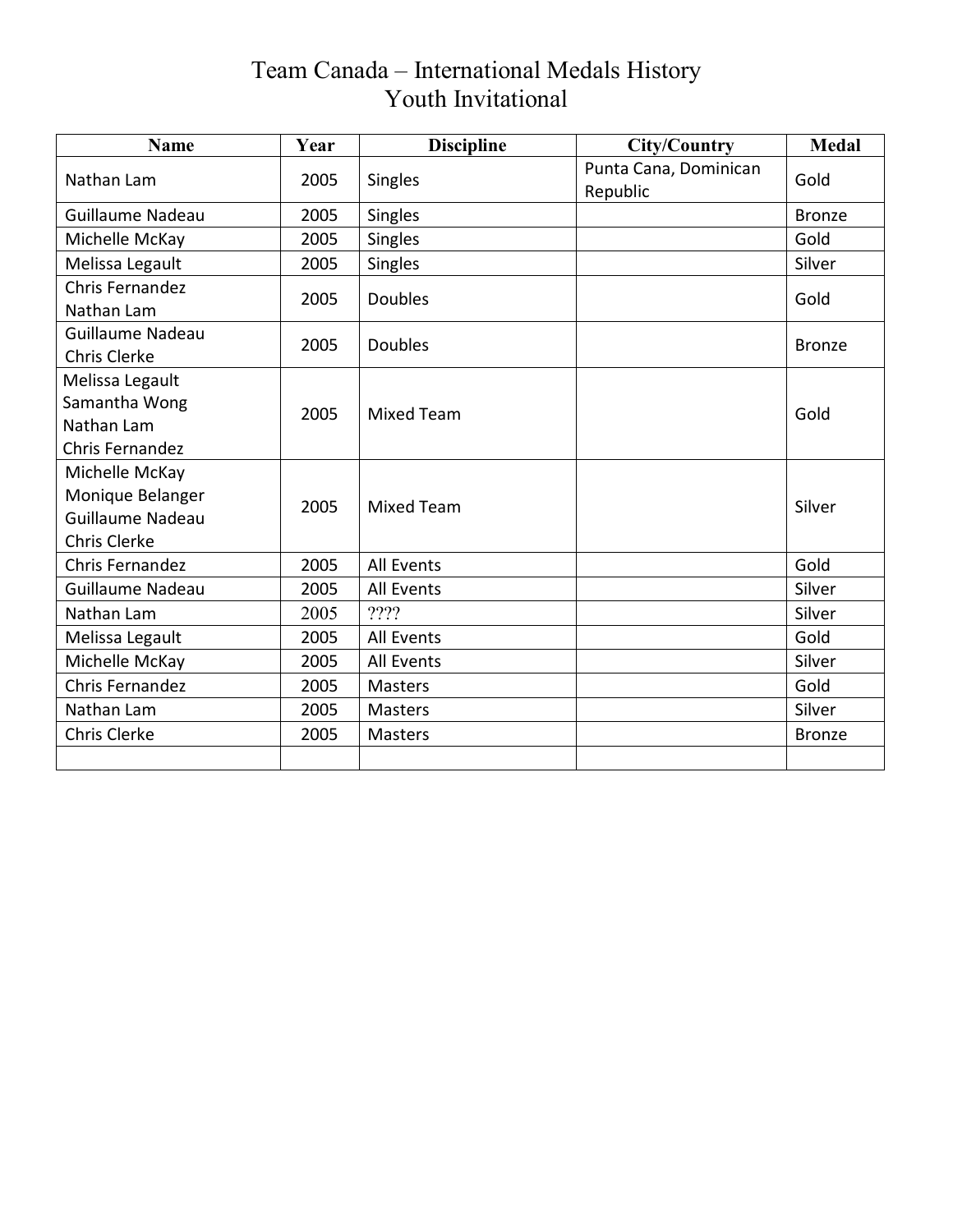# Team Canada – International Medals History
## Youth Invitational

| Name | Year | Discipline | City/Country | Medal |
|---|---|---|---|---|
| Nathan Lam | 2005 | Singles | Punta Cana, Dominican Republic | Gold |
| Guillaume Nadeau | 2005 | Singles | | Bronze |
| Michelle McKay | 2005 | Singles | | Gold |
| Melissa Legault | 2005 | Singles | | Silver |
| Chris Fernandez<br>Nathan Lam | 2005 | Doubles | | Gold |
| Guillaume Nadeau<br>Chris Clerke | 2005 | Doubles | | Bronze |
| Melissa Legault<br>Samantha Wong<br>Nathan Lam<br>Chris Fernandez | 2005 | Mixed Team | | Gold |
| Michelle McKay<br>Monique Belanger<br>Guillaume Nadeau<br>Chris Clerke | 2005 | Mixed Team | | Silver |
| Chris Fernandez | 2005 | All Events | | Gold |
| Guillaume Nadeau | 2005 | All Events | | Silver |
| Nathan Lam | 2005 | ???? | | Silver |
| Melissa Legault | 2005 | All Events | | Gold |
| Michelle McKay | 2005 | All Events | | Silver |
| Chris Fernandez | 2005 | Masters | | Gold |
| Nathan Lam | 2005 | Masters | | Silver |
| Chris Clerke | 2005 | Masters | | Bronze |
| | | | | |